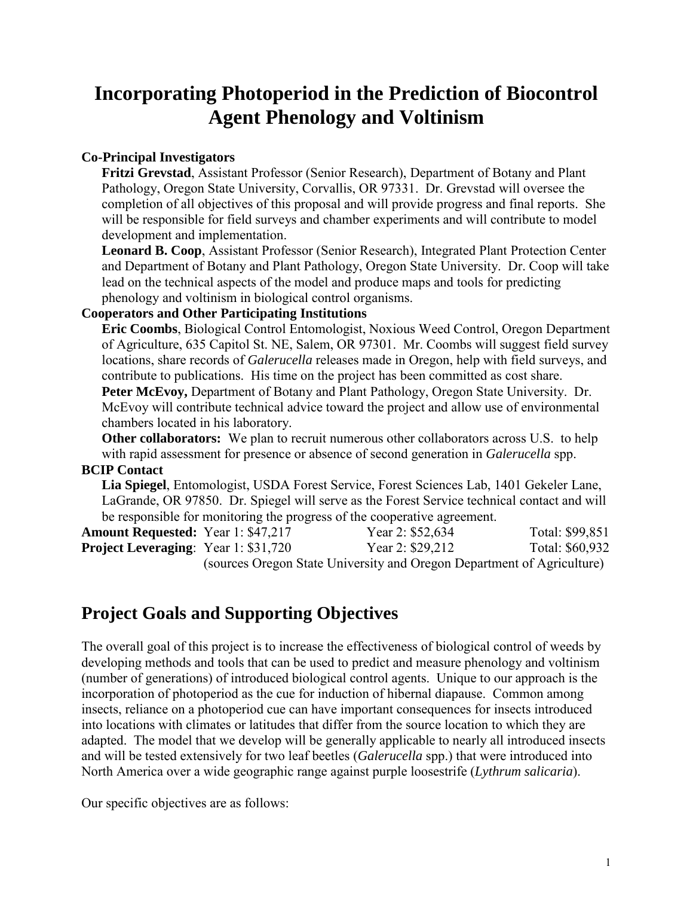# Incorporating Photoperiod in the Prediction of Biocontrol Agent Phenology and Voltinism

**Co-Principal Investigators**

**Fritzi Grevstad**, Assistant Professor (Senior Research), Department of Botany and Plant Pathology, Oregon State University, Corvallis, OR 97331. Dr. Grevstad will oversee the completion of all objectives of this proposal and will provide progress and final reports. She will be responsible for field surveys and chamber experiments and will contribute to model development and implementation.

**Leonard B. Coop**, Assistant Professor (Senior Research), Integrated Plant Protection Center and Department of Botany and Plant Pathology, Oregon State University. Dr. Coop will take lead on the technical aspects of the model and produce maps and tools for predicting phenology and voltinism in biological control organisms.

**Cooperators and Other Participating Institutions**

**Eric Coombs**, Biological Control Entomologist, Noxious Weed Control, Oregon Department of Agriculture, 635 Capitol St. NE, Salem, OR 97301. Mr. Coombs will suggest field survey locations, share records of *Galerucella* releases made in Oregon, help with field surveys, and contribute to publications. His time on the project has been committed as cost share.

**Peter McEvoy,** Department of Botany and Plant Pathology, Oregon State University. Dr. McEvoy will contribute technical advice toward the project and allow use of environmental chambers located in his laboratory.

**Other collaborators:** We plan to recruit numerous other collaborators across U.S. to help with rapid assessment for presence or absence of second generation in *Galerucella* spp.

**BCIP Contact**

**Lia Spiegel**, Entomologist, USDA Forest Service, Forest Sciences Lab, 1401 Gekeler Lane, LaGrande, OR 97850. Dr. Spiegel will serve as the Forest Service technical contact and will be responsible for monitoring the progress of the cooperative agreement.

**Amount Requested:** Year 1: $47,217 Year 2: $52,634 Total: $99,851
**Project Leveraging**: Year 1: $31,720 Year 2: $29,212 Total: $60,932
(sources Oregon State University and Oregon Department of Agriculture)

## Project Goals and Supporting Objectives

The overall goal of this project is to increase the effectiveness of biological control of weeds by developing methods and tools that can be used to predict and measure phenology and voltinism (number of generations) of introduced biological control agents. Unique to our approach is the incorporation of photoperiod as the cue for induction of hibernal diapause. Common among insects, reliance on a photoperiod cue can have important consequences for insects introduced into locations with climates or latitudes that differ from the source location to which they are adapted. The model that we develop will be generally applicable to nearly all introduced insects and will be tested extensively for two leaf beetles (*Galerucella* spp.) that were introduced into North America over a wide geographic range against purple loosestrife (*Lythrum salicaria*).

Our specific objectives are as follows: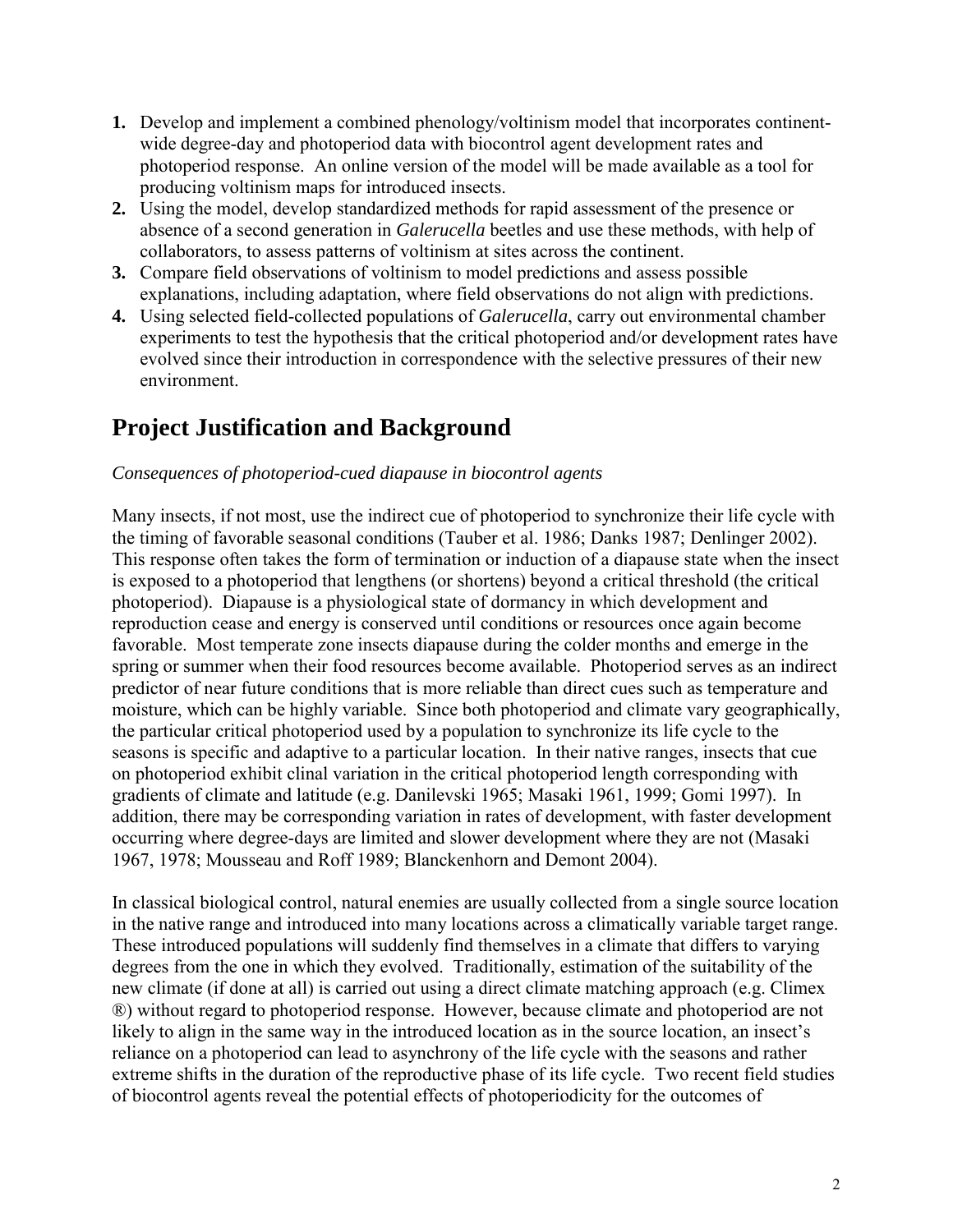1. Develop and implement a combined phenology/voltinism model that incorporates continent-wide degree-day and photoperiod data with biocontrol agent development rates and photoperiod response. An online version of the model will be made available as a tool for producing voltinism maps for introduced insects.
2. Using the model, develop standardized methods for rapid assessment of the presence or absence of a second generation in *Galerucella* beetles and use these methods, with help of collaborators, to assess patterns of voltinism at sites across the continent.
3. Compare field observations of voltinism to model predictions and assess possible explanations, including adaptation, where field observations do not align with predictions.
4. Using selected field-collected populations of *Galerucella*, carry out environmental chamber experiments to test the hypothesis that the critical photoperiod and/or development rates have evolved since their introduction in correspondence with the selective pressures of their new environment.

# Project Justification and Background

*Consequences of photoperiod-cued diapause in biocontrol agents*

Many insects, if not most, use the indirect cue of photoperiod to synchronize their life cycle with the timing of favorable seasonal conditions (Tauber et al. 1986; Danks 1987; Denlinger 2002). This response often takes the form of termination or induction of a diapause state when the insect is exposed to a photoperiod that lengthens (or shortens) beyond a critical threshold (the critical photoperiod). Diapause is a physiological state of dormancy in which development and reproduction cease and energy is conserved until conditions or resources once again become favorable. Most temperate zone insects diapause during the colder months and emerge in the spring or summer when their food resources become available. Photoperiod serves as an indirect predictor of near future conditions that is more reliable than direct cues such as temperature and moisture, which can be highly variable. Since both photoperiod and climate vary geographically, the particular critical photoperiod used by a population to synchronize its life cycle to the seasons is specific and adaptive to a particular location. In their native ranges, insects that cue on photoperiod exhibit clinal variation in the critical photoperiod length corresponding with gradients of climate and latitude (e.g. Danilevski 1965; Masaki 1961, 1999; Gomi 1997). In addition, there may be corresponding variation in rates of development, with faster development occurring where degree-days are limited and slower development where they are not (Masaki 1967, 1978; Mousseau and Roff 1989; Blanckenhorn and Demont 2004).

In classical biological control, natural enemies are usually collected from a single source location in the native range and introduced into many locations across a climatically variable target range. These introduced populations will suddenly find themselves in a climate that differs to varying degrees from the one in which they evolved. Traditionally, estimation of the suitability of the new climate (if done at all) is carried out using a direct climate matching approach (e.g. Climex ®) without regard to photoperiod response. However, because climate and photoperiod are not likely to align in the same way in the introduced location as in the source location, an insect's reliance on a photoperiod can lead to asynchrony of the life cycle with the seasons and rather extreme shifts in the duration of the reproductive phase of its life cycle. Two recent field studies of biocontrol agents reveal the potential effects of photoperiodicity for the outcomes of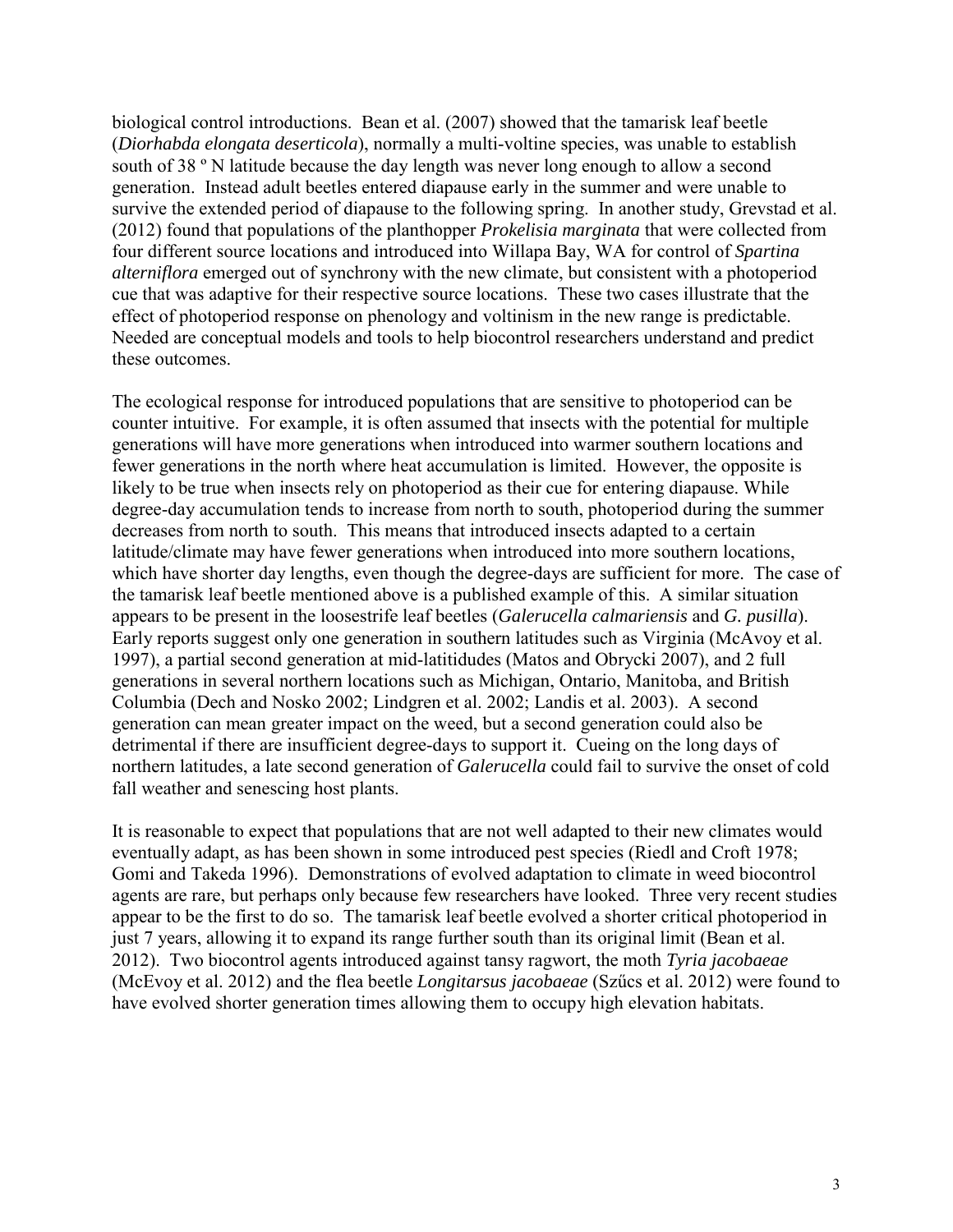biological control introductions. Bean et al. (2007) showed that the tamarisk leaf beetle (*Diorhabda elongata deserticola*), normally a multi-voltine species, was unable to establish south of 38 º N latitude because the day length was never long enough to allow a second generation. Instead adult beetles entered diapause early in the summer and were unable to survive the extended period of diapause to the following spring. In another study, Grevstad et al. (2012) found that populations of the planthopper *Prokelisia marginata* that were collected from four different source locations and introduced into Willapa Bay, WA for control of *Spartina alterniflora* emerged out of synchrony with the new climate, but consistent with a photoperiod cue that was adaptive for their respective source locations. These two cases illustrate that the effect of photoperiod response on phenology and voltinism in the new range is predictable. Needed are conceptual models and tools to help biocontrol researchers understand and predict these outcomes.

The ecological response for introduced populations that are sensitive to photoperiod can be counter intuitive. For example, it is often assumed that insects with the potential for multiple generations will have more generations when introduced into warmer southern locations and fewer generations in the north where heat accumulation is limited. However, the opposite is likely to be true when insects rely on photoperiod as their cue for entering diapause. While degree-day accumulation tends to increase from north to south, photoperiod during the summer decreases from north to south. This means that introduced insects adapted to a certain latitude/climate may have fewer generations when introduced into more southern locations, which have shorter day lengths, even though the degree-days are sufficient for more. The case of the tamarisk leaf beetle mentioned above is a published example of this. A similar situation appears to be present in the loosestrife leaf beetles (*Galerucella calmariensis* and *G. pusilla*). Early reports suggest only one generation in southern latitudes such as Virginia (McAvoy et al. 1997), a partial second generation at mid-latitidudes (Matos and Obrycki 2007), and 2 full generations in several northern locations such as Michigan, Ontario, Manitoba, and British Columbia (Dech and Nosko 2002; Lindgren et al. 2002; Landis et al. 2003). A second generation can mean greater impact on the weed, but a second generation could also be detrimental if there are insufficient degree-days to support it. Cueing on the long days of northern latitudes, a late second generation of *Galerucella* could fail to survive the onset of cold fall weather and senescing host plants.

It is reasonable to expect that populations that are not well adapted to their new climates would eventually adapt, as has been shown in some introduced pest species (Riedl and Croft 1978; Gomi and Takeda 1996). Demonstrations of evolved adaptation to climate in weed biocontrol agents are rare, but perhaps only because few researchers have looked. Three very recent studies appear to be the first to do so. The tamarisk leaf beetle evolved a shorter critical photoperiod in just 7 years, allowing it to expand its range further south than its original limit (Bean et al. 2012). Two biocontrol agents introduced against tansy ragwort, the moth *Tyria jacobaeae* (McEvoy et al. 2012) and the flea beetle *Longitarsus jacobaeae* (Szűcs et al. 2012) were found to have evolved shorter generation times allowing them to occupy high elevation habitats.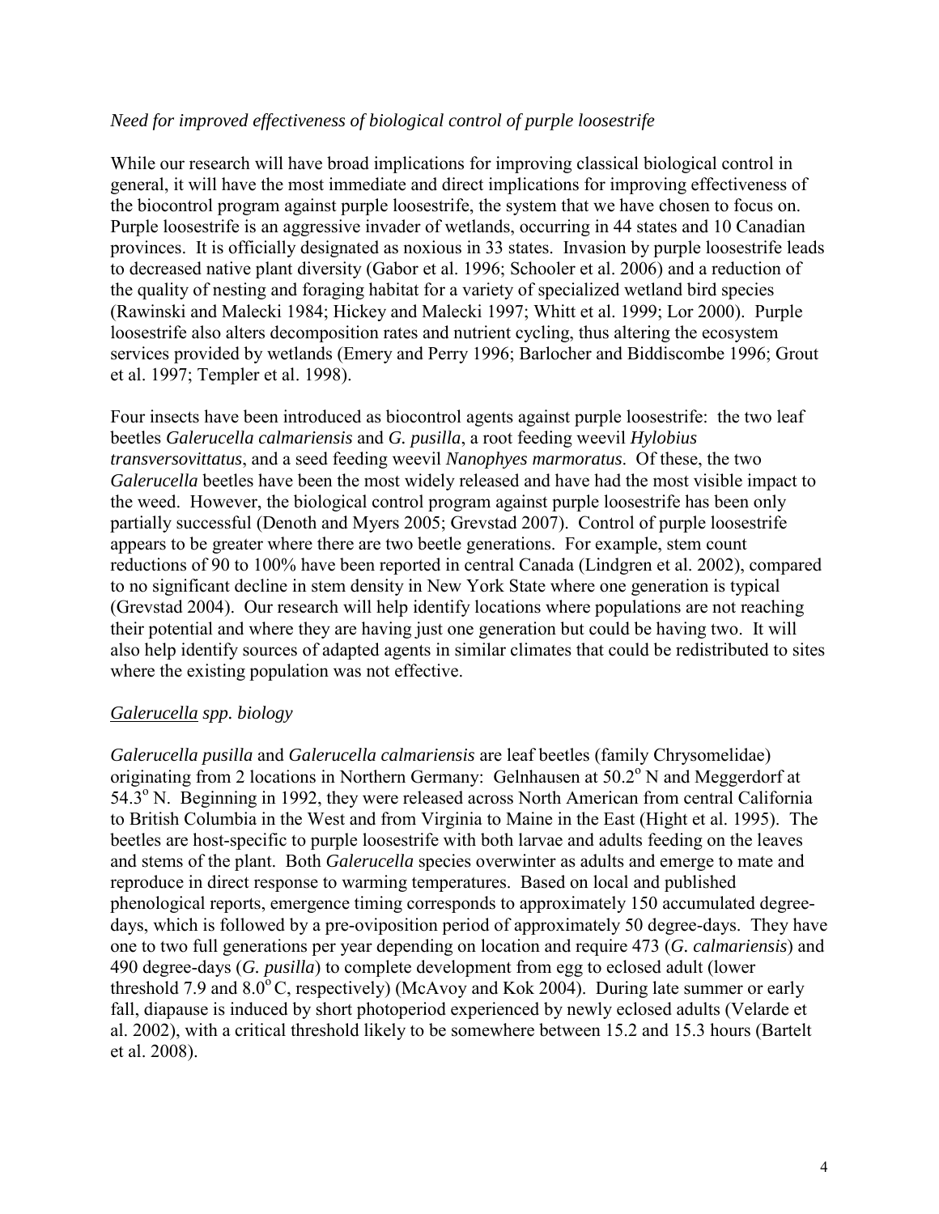*Need for improved effectiveness of biological control of purple loosestrife*

While our research will have broad implications for improving classical biological control in general, it will have the most immediate and direct implications for improving effectiveness of the biocontrol program against purple loosestrife, the system that we have chosen to focus on. Purple loosestrife is an aggressive invader of wetlands, occurring in 44 states and 10 Canadian provinces. It is officially designated as noxious in 33 states. Invasion by purple loosestrife leads to decreased native plant diversity (Gabor et al. 1996; Schooler et al. 2006) and a reduction of the quality of nesting and foraging habitat for a variety of specialized wetland bird species (Rawinski and Malecki 1984; Hickey and Malecki 1997; Whitt et al. 1999; Lor 2000). Purple loosestrife also alters decomposition rates and nutrient cycling, thus altering the ecosystem services provided by wetlands (Emery and Perry 1996; Barlocher and Biddiscombe 1996; Grout et al. 1997; Templer et al. 1998).

Four insects have been introduced as biocontrol agents against purple loosestrife: the two leaf beetles *Galerucella calmariensis* and *G. pusilla*, a root feeding weevil *Hylobius transversovittatus*, and a seed feeding weevil *Nanophyes marmoratus*. Of these, the two *Galerucella* beetles have been the most widely released and have had the most visible impact to the weed. However, the biological control program against purple loosestrife has been only partially successful (Denoth and Myers 2005; Grevstad 2007). Control of purple loosestrife appears to be greater where there are two beetle generations. For example, stem count reductions of 90 to 100% have been reported in central Canada (Lindgren et al. 2002), compared to no significant decline in stem density in New York State where one generation is typical (Grevstad 2004). Our research will help identify locations where populations are not reaching their potential and where they are having just one generation but could be having two. It will also help identify sources of adapted agents in similar climates that could be redistributed to sites where the existing population was not effective.

*<u>Galerucella</u> spp. biology*

*Galerucella pusilla* and *Galerucella calmariensis* are leaf beetles (family Chrysomelidae) originating from 2 locations in Northern Germany: Gelnhausen at 50.2$^{o}$ N and Meggerdorf at 54.3$^{o}$ N. Beginning in 1992, they were released across North American from central California to British Columbia in the West and from Virginia to Maine in the East (Hight et al. 1995). The beetles are host-specific to purple loosestrife with both larvae and adults feeding on the leaves and stems of the plant. Both *Galerucella* species overwinter as adults and emerge to mate and reproduce in direct response to warming temperatures. Based on local and published phenological reports, emergence timing corresponds to approximately 150 accumulated degree-days, which is followed by a pre-oviposition period of approximately 50 degree-days. They have one to two full generations per year depending on location and require 473 (*G. calmariensis*) and 490 degree-days (*G. pusilla*) to complete development from egg to eclosed adult (lower threshold 7.9 and 8.0$^{o}$ C, respectively) (McAvoy and Kok 2004). During late summer or early fall, diapause is induced by short photoperiod experienced by newly eclosed adults (Velarde et al. 2002), with a critical threshold likely to be somewhere between 15.2 and 15.3 hours (Bartelt et al. 2008).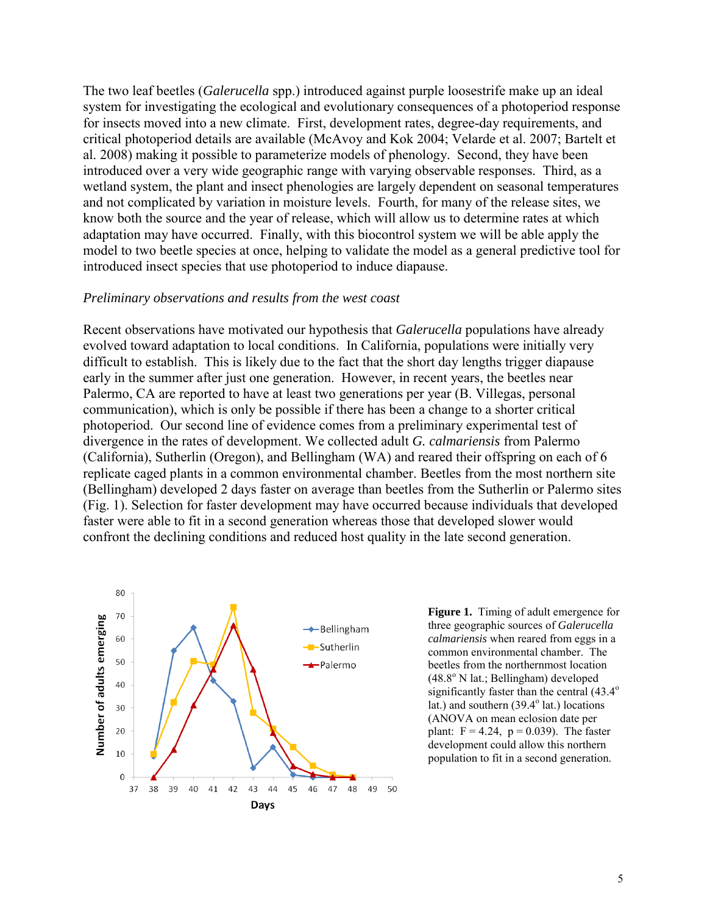The two leaf beetles (*Galerucella* spp.) introduced against purple loosestrife make up an ideal system for investigating the ecological and evolutionary consequences of a photoperiod response for insects moved into a new climate. First, development rates, degree-day requirements, and critical photoperiod details are available (McAvoy and Kok 2004; Velarde et al. 2007; Bartelt et al. 2008) making it possible to parameterize models of phenology. Second, they have been introduced over a very wide geographic range with varying observable responses. Third, as a wetland system, the plant and insect phenologies are largely dependent on seasonal temperatures and not complicated by variation in moisture levels. Fourth, for many of the release sites, we know both the source and the year of release, which will allow us to determine rates at which adaptation may have occurred. Finally, with this biocontrol system we will be able apply the model to two beetle species at once, helping to validate the model as a general predictive tool for introduced insect species that use photoperiod to induce diapause.

*Preliminary observations and results from the west coast*

Recent observations have motivated our hypothesis that *Galerucella* populations have already evolved toward adaptation to local conditions. In California, populations were initially very difficult to establish. This is likely due to the fact that the short day lengths trigger diapause early in the summer after just one generation. However, in recent years, the beetles near Palermo, CA are reported to have at least two generations per year (B. Villegas, personal communication), which is only be possible if there has been a change to a shorter critical photoperiod. Our second line of evidence comes from a preliminary experimental test of divergence in the rates of development. We collected adult *G. calmariensis* from Palermo (California), Sutherlin (Oregon), and Bellingham (WA) and reared their offspring on each of 6 replicate caged plants in a common environmental chamber. Beetles from the most northern site (Bellingham) developed 2 days faster on average than beetles from the Sutherlin or Palermo sites (Fig. 1). Selection for faster development may have occurred because individuals that developed faster were able to fit in a second generation whereas those that developed slower would confront the declining conditions and reduced host quality in the late second generation.

**Figure 1.** Timing of adult emergence for three geographic sources of *Galerucella calmariensis* when reared from eggs in a common environmental chamber. The beetles from the northernmost location (48.8° N lat.; Bellingham) developed significantly faster than the central (43.4° lat.) and southern (39.4° lat.) locations (ANOVA on mean eclosion date per plant: $F = 4.24$, $p = 0.039$). The faster development could allow this northern population to fit in a second generation.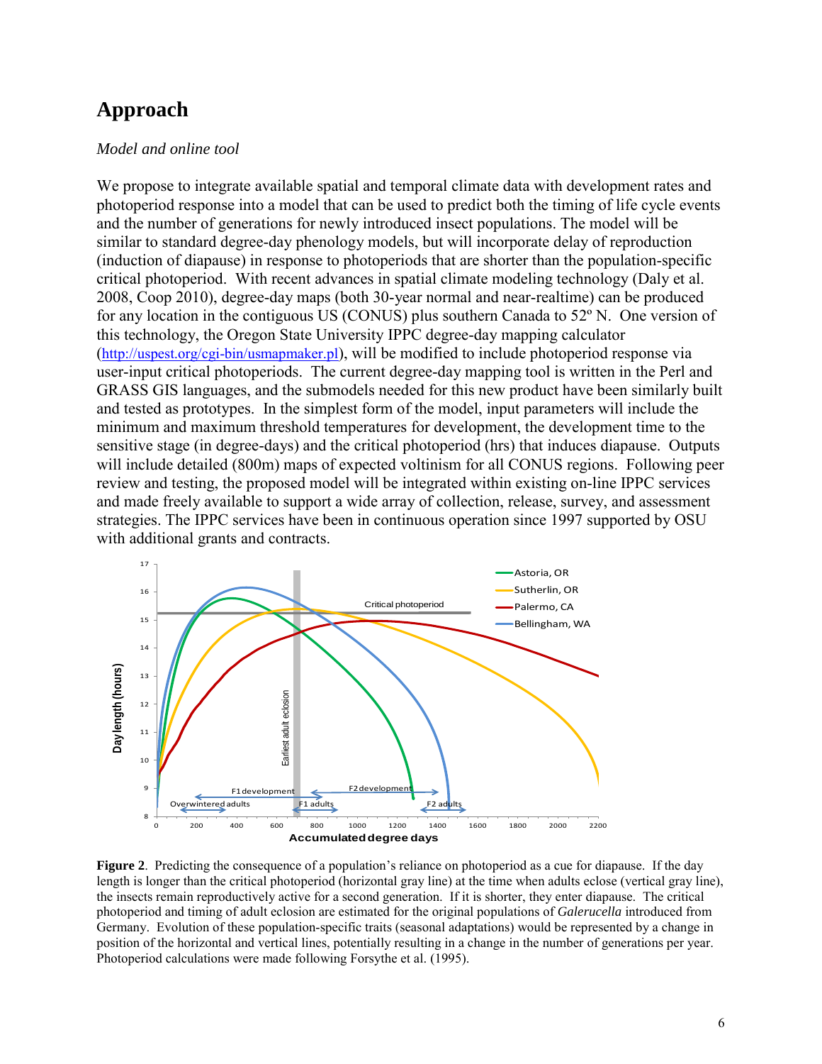# Approach

*Model and online tool*

We propose to integrate available spatial and temporal climate data with development rates and photoperiod response into a model that can be used to predict both the timing of life cycle events and the number of generations for newly introduced insect populations. The model will be similar to standard degree-day phenology models, but will incorporate delay of reproduction (induction of diapause) in response to photoperiods that are shorter than the population-specific critical photoperiod. With recent advances in spatial climate modeling technology (Daly et al. 2008, Coop 2010), degree-day maps (both 30-year normal and near-realtime) can be produced for any location in the contiguous US (CONUS) plus southern Canada to 52º N. One version of this technology, the Oregon State University IPPC degree-day mapping calculator (http://uspest.org/cgi-bin/usmapmaker.pl), will be modified to include photoperiod response via user-input critical photoperiods. The current degree-day mapping tool is written in the Perl and GRASS GIS languages, and the submodels needed for this new product have been similarly built and tested as prototypes. In the simplest form of the model, input parameters will include the minimum and maximum threshold temperatures for development, the development time to the sensitive stage (in degree-days) and the critical photoperiod (hrs) that induces diapause. Outputs will include detailed (800m) maps of expected voltinism for all CONUS regions. Following peer review and testing, the proposed model will be integrated within existing on-line IPPC services and made freely available to support a wide array of collection, release, survey, and assessment strategies. The IPPC services have been in continuous operation since 1997 supported by OSU with additional grants and contracts.

**Figure 2**. Predicting the consequence of a population's reliance on photoperiod as a cue for diapause. If the day length is longer than the critical photoperiod (horizontal gray line) at the time when adults eclose (vertical gray line), the insects remain reproductively active for a second generation. If it is shorter, they enter diapause. The critical photoperiod and timing of adult eclosion are estimated for the original populations of *Galerucella* introduced from Germany. Evolution of these population-specific traits (seasonal adaptations) would be represented by a change in position of the horizontal and vertical lines, potentially resulting in a change in the number of generations per year. Photoperiod calculations were made following Forsythe et al. (1995).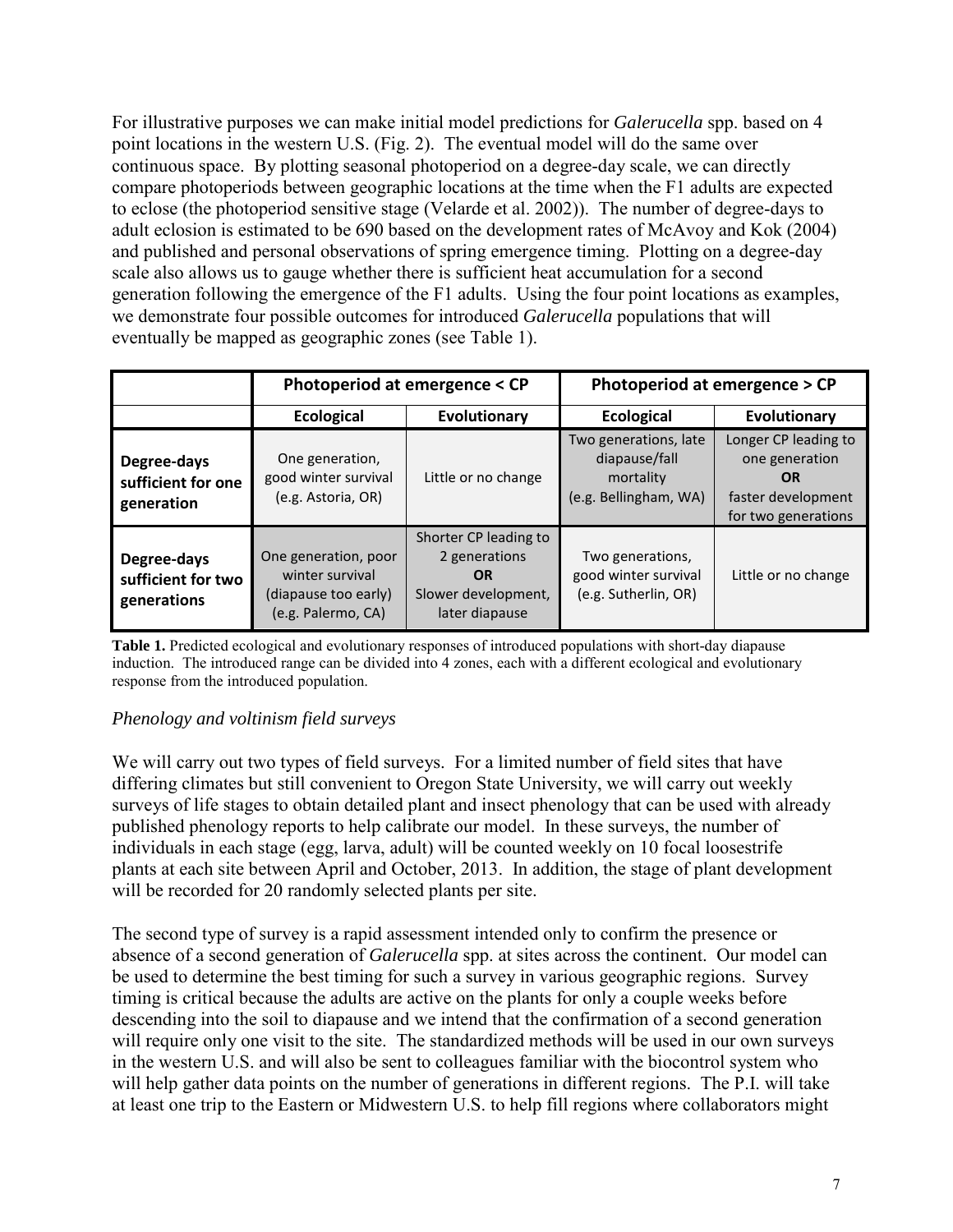For illustrative purposes we can make initial model predictions for *Galerucella* spp. based on 4 point locations in the western U.S. (Fig. 2). The eventual model will do the same over continuous space. By plotting seasonal photoperiod on a degree-day scale, we can directly compare photoperiods between geographic locations at the time when the F1 adults are expected to eclose (the photoperiod sensitive stage (Velarde et al. 2002)). The number of degree-days to adult eclosion is estimated to be 690 based on the development rates of McAvoy and Kok (2004) and published and personal observations of spring emergence timing. Plotting on a degree-day scale also allows us to gauge whether there is sufficient heat accumulation for a second generation following the emergence of the F1 adults. Using the four point locations as examples, we demonstrate four possible outcomes for introduced *Galerucella* populations that will eventually be mapped as geographic zones (see Table 1).

| | **Photoperiod at emergence < CP** | | **Photoperiod at emergence > CP** | |
|---|---|---|---|---|
| | **Ecological** | **Evolutionary** | **Ecological** | **Evolutionary** |
| **Degree-days sufficient for one generation** | One generation, good winter survival (e.g. Astoria, OR) | Little or no change | Two generations, late diapause/fall mortality (e.g. Bellingham, WA) | Longer CP leading to one generation **OR** faster development for two generations |
| **Degree-days sufficient for two generations** | One generation, poor winter survival (diapause too early) (e.g. Palermo, CA) | Shorter CP leading to 2 generations **OR** Slower development, later diapause | Two generations, good winter survival (e.g. Sutherlin, OR) | Little or no change |

**Table 1.** Predicted ecological and evolutionary responses of introduced populations with short-day diapause induction. The introduced range can be divided into 4 zones, each with a different ecological and evolutionary response from the introduced population.

### *Phenology and voltinism field surveys*

We will carry out two types of field surveys. For a limited number of field sites that have differing climates but still convenient to Oregon State University, we will carry out weekly surveys of life stages to obtain detailed plant and insect phenology that can be used with already published phenology reports to help calibrate our model. In these surveys, the number of individuals in each stage (egg, larva, adult) will be counted weekly on 10 focal loosestrife plants at each site between April and October, 2013. In addition, the stage of plant development will be recorded for 20 randomly selected plants per site.

The second type of survey is a rapid assessment intended only to confirm the presence or absence of a second generation of *Galerucella* spp. at sites across the continent. Our model can be used to determine the best timing for such a survey in various geographic regions. Survey timing is critical because the adults are active on the plants for only a couple weeks before descending into the soil to diapause and we intend that the confirmation of a second generation will require only one visit to the site. The standardized methods will be used in our own surveys in the western U.S. and will also be sent to colleagues familiar with the biocontrol system who will help gather data points on the number of generations in different regions. The P.I. will take at least one trip to the Eastern or Midwestern U.S. to help fill regions where collaborators might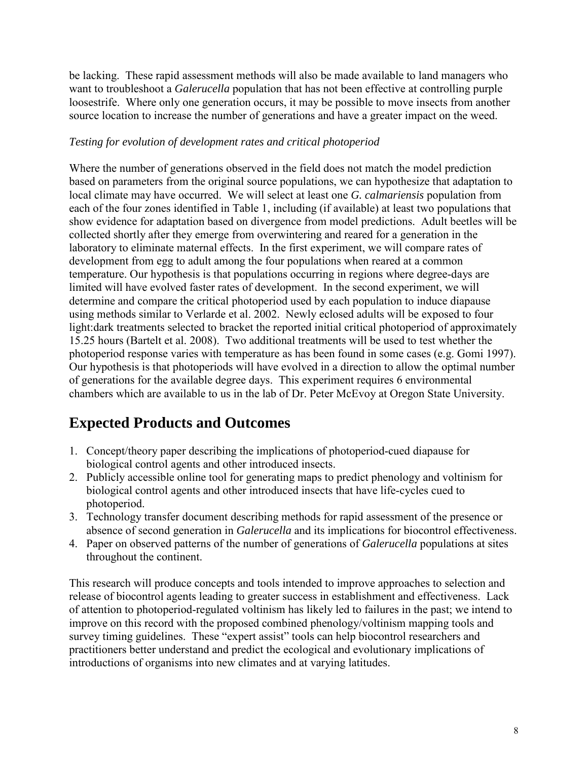be lacking. These rapid assessment methods will also be made available to land managers who want to troubleshoot a *Galerucella* population that has not been effective at controlling purple loosestrife. Where only one generation occurs, it may be possible to move insects from another source location to increase the number of generations and have a greater impact on the weed.

*Testing for evolution of development rates and critical photoperiod*

Where the number of generations observed in the field does not match the model prediction based on parameters from the original source populations, we can hypothesize that adaptation to local climate may have occurred. We will select at least one *G. calmariensis* population from each of the four zones identified in Table 1, including (if available) at least two populations that show evidence for adaptation based on divergence from model predictions. Adult beetles will be collected shortly after they emerge from overwintering and reared for a generation in the laboratory to eliminate maternal effects. In the first experiment, we will compare rates of development from egg to adult among the four populations when reared at a common temperature. Our hypothesis is that populations occurring in regions where degree-days are limited will have evolved faster rates of development. In the second experiment, we will determine and compare the critical photoperiod used by each population to induce diapause using methods similar to Verlarde et al. 2002. Newly eclosed adults will be exposed to four light:dark treatments selected to bracket the reported initial critical photoperiod of approximately 15.25 hours (Bartelt et al. 2008). Two additional treatments will be used to test whether the photoperiod response varies with temperature as has been found in some cases (e.g. Gomi 1997). Our hypothesis is that photoperiods will have evolved in a direction to allow the optimal number of generations for the available degree days. This experiment requires 6 environmental chambers which are available to us in the lab of Dr. Peter McEvoy at Oregon State University.

## Expected Products and Outcomes

1. Concept/theory paper describing the implications of photoperiod-cued diapause for biological control agents and other introduced insects.
2. Publicly accessible online tool for generating maps to predict phenology and voltinism for biological control agents and other introduced insects that have life-cycles cued to photoperiod.
3. Technology transfer document describing methods for rapid assessment of the presence or absence of second generation in *Galerucella* and its implications for biocontrol effectiveness.
4. Paper on observed patterns of the number of generations of *Galerucella* populations at sites throughout the continent.

This research will produce concepts and tools intended to improve approaches to selection and release of biocontrol agents leading to greater success in establishment and effectiveness. Lack of attention to photoperiod-regulated voltinism has likely led to failures in the past; we intend to improve on this record with the proposed combined phenology/voltinism mapping tools and survey timing guidelines. These "expert assist" tools can help biocontrol researchers and practitioners better understand and predict the ecological and evolutionary implications of introductions of organisms into new climates and at varying latitudes.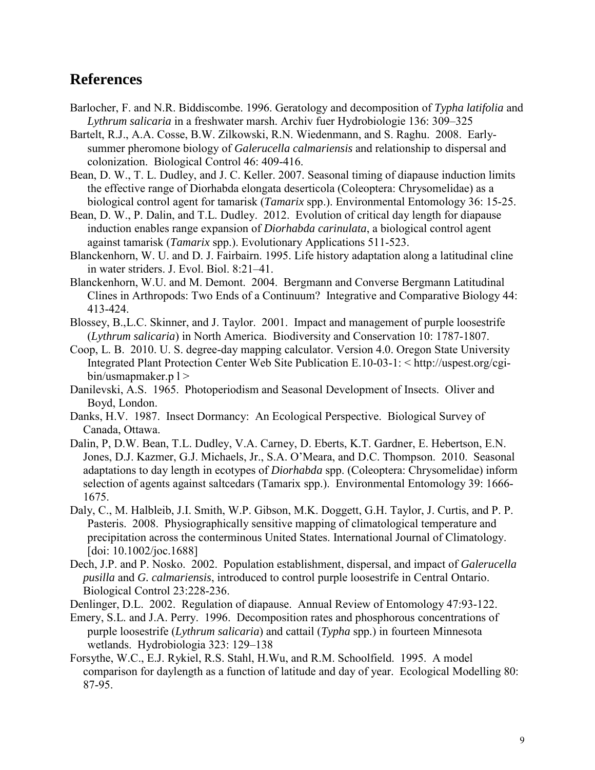## References

Barlocher, F. and N.R. Biddiscombe. 1996. Geratology and decomposition of *Typha latifolia* and *Lythrum salicaria* in a freshwater marsh. Archiv fuer Hydrobiologie 136: 309–325

Bartelt, R.J., A.A. Cosse, B.W. Zilkowski, R.N. Wiedenmann, and S. Raghu. 2008. Early-summer pheromone biology of *Galerucella calmariensis* and relationship to dispersal and colonization. Biological Control 46: 409-416.

Bean, D. W., T. L. Dudley, and J. C. Keller. 2007. Seasonal timing of diapause induction limits the effective range of Diorhabda elongata deserticola (Coleoptera: Chrysomelidae) as a biological control agent for tamarisk (*Tamarix* spp.). Environmental Entomology 36: 15-25.

Bean, D. W., P. Dalin, and T.L. Dudley. 2012. Evolution of critical day length for diapause induction enables range expansion of *Diorhabda carinulata*, a biological control agent against tamarisk (*Tamarix* spp.). Evolutionary Applications 511-523.

Blanckenhorn, W. U. and D. J. Fairbairn. 1995. Life history adaptation along a latitudinal cline in water striders. J. Evol. Biol. 8:21–41.

Blanckenhorn, W.U. and M. Demont. 2004. Bergmann and Converse Bergmann Latitudinal Clines in Arthropods: Two Ends of a Continuum? Integrative and Comparative Biology 44: 413-424.

Blossey, B.,L.C. Skinner, and J. Taylor. 2001. Impact and management of purple loosestrife (*Lythrum salicaria*) in North America. Biodiversity and Conservation 10: 1787-1807.

Coop, L. B. 2010. U. S. degree-day mapping calculator. Version 4.0. Oregon State University Integrated Plant Protection Center Web Site Publication E.10-03-1: < http://uspest.org/cgi-bin/usmapmaker.p l >

Danilevski, A.S. 1965. Photoperiodism and Seasonal Development of Insects. Oliver and Boyd, London.

Danks, H.V. 1987. Insect Dormancy: An Ecological Perspective. Biological Survey of Canada, Ottawa.

Dalin, P, D.W. Bean, T.L. Dudley, V.A. Carney, D. Eberts, K.T. Gardner, E. Hebertson, E.N. Jones, D.J. Kazmer, G.J. Michaels, Jr., S.A. O'Meara, and D.C. Thompson. 2010. Seasonal adaptations to day length in ecotypes of *Diorhabda* spp. (Coleoptera: Chrysomelidae) inform selection of agents against saltcedars (Tamarix spp.). Environmental Entomology 39: 1666-1675.

Daly, C., M. Halbleib, J.I. Smith, W.P. Gibson, M.K. Doggett, G.H. Taylor, J. Curtis, and P. P. Pasteris. 2008. Physiographically sensitive mapping of climatological temperature and precipitation across the conterminous United States. International Journal of Climatology. [doi: 10.1002/joc.1688]

Dech, J.P. and P. Nosko. 2002. Population establishment, dispersal, and impact of *Galerucella pusilla* and *G. calmariensis*, introduced to control purple loosestrife in Central Ontario. Biological Control 23:228-236.

Denlinger, D.L. 2002. Regulation of diapause. Annual Review of Entomology 47:93-122.

Emery, S.L. and J.A. Perry. 1996. Decomposition rates and phosphorous concentrations of purple loosestrife (*Lythrum salicaria*) and cattail (*Typha* spp.) in fourteen Minnesota wetlands. Hydrobiologia 323: 129–138

Forsythe, W.C., E.J. Rykiel, R.S. Stahl, H.Wu, and R.M. Schoolfield. 1995. A model comparison for daylength as a function of latitude and day of year. Ecological Modelling 80: 87-95.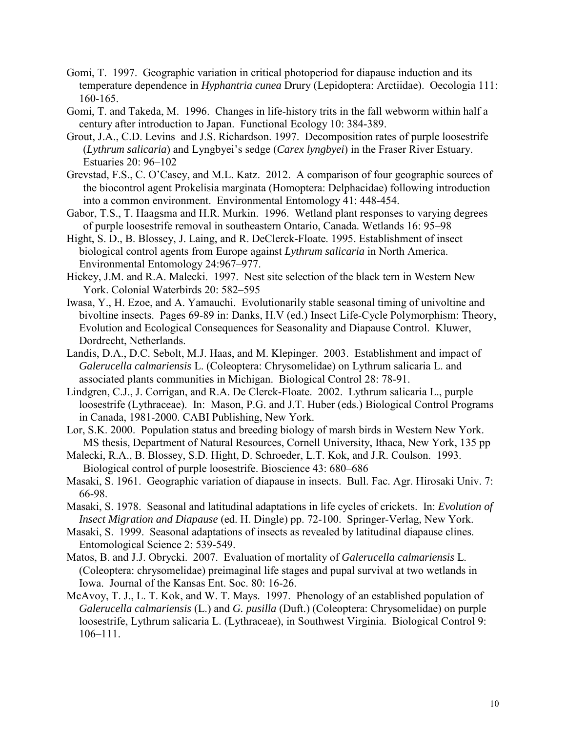Gomi, T. 1997. Geographic variation in critical photoperiod for diapause induction and its temperature dependence in *Hyphantria cunea* Drury (Lepidoptera: Arctiidae). Oecologia 111: 160-165.

Gomi, T. and Takeda, M. 1996. Changes in life-history trits in the fall webworm within half a century after introduction to Japan. Functional Ecology 10: 384-389.

Grout, J.A., C.D. Levins and J.S. Richardson. 1997. Decomposition rates of purple loosestrife (*Lythrum salicaria*) and Lyngbyei's sedge (*Carex lyngbyei*) in the Fraser River Estuary. Estuaries 20: 96–102

Grevstad, F.S., C. O'Casey, and M.L. Katz. 2012. A comparison of four geographic sources of the biocontrol agent Prokelisia marginata (Homoptera: Delphacidae) following introduction into a common environment. Environmental Entomology 41: 448-454.

Gabor, T.S., T. Haagsma and H.R. Murkin. 1996. Wetland plant responses to varying degrees of purple loosestrife removal in southeastern Ontario, Canada. Wetlands 16: 95–98

Hight, S. D., B. Blossey, J. Laing, and R. DeClerck-Floate. 1995. Establishment of insect biological control agents from Europe against *Lythrum salicaria* in North America. Environmental Entomology 24:967–977.

Hickey, J.M. and R.A. Malecki. 1997. Nest site selection of the black tern in Western New York. Colonial Waterbirds 20: 582–595

Iwasa, Y., H. Ezoe, and A. Yamauchi. Evolutionarily stable seasonal timing of univoltine and bivoltine insects. Pages 69-89 in: Danks, H.V (ed.) Insect Life-Cycle Polymorphism: Theory, Evolution and Ecological Consequences for Seasonality and Diapause Control. Kluwer, Dordrecht, Netherlands.

Landis, D.A., D.C. Sebolt, M.J. Haas, and M. Klepinger. 2003. Establishment and impact of *Galerucella calmariensis* L. (Coleoptera: Chrysomelidae) on Lythrum salicaria L. and associated plants communities in Michigan. Biological Control 28: 78-91.

Lindgren, C.J., J. Corrigan, and R.A. De Clerck-Floate. 2002. Lythrum salicaria L., purple loosestrife (Lythraceae). In: Mason, P.G. and J.T. Huber (eds.) Biological Control Programs in Canada, 1981-2000. CABI Publishing, New York.

Lor, S.K. 2000. Population status and breeding biology of marsh birds in Western New York. MS thesis, Department of Natural Resources, Cornell University, Ithaca, New York, 135 pp

Malecki, R.A., B. Blossey, S.D. Hight, D. Schroeder, L.T. Kok, and J.R. Coulson. 1993. Biological control of purple loosestrife. Bioscience 43: 680–686

Masaki, S. 1961. Geographic variation of diapause in insects. Bull. Fac. Agr. Hirosaki Univ. 7: 66-98.

Masaki, S. 1978. Seasonal and latitudinal adaptations in life cycles of crickets. In: *Evolution of Insect Migration and Diapause* (ed. H. Dingle) pp. 72-100. Springer-Verlag, New York.

Masaki, S. 1999. Seasonal adaptations of insects as revealed by latitudinal diapause clines. Entomological Science 2: 539-549.

Matos, B. and J.J. Obrycki. 2007. Evaluation of mortality of *Galerucella calmariensis* L. (Coleoptera: chrysomelidae) preimaginal life stages and pupal survival at two wetlands in Iowa. Journal of the Kansas Ent. Soc. 80: 16-26.

McAvoy, T. J., L. T. Kok, and W. T. Mays. 1997. Phenology of an established population of *Galerucella calmariensis* (L.) and *G. pusilla* (Duft.) (Coleoptera: Chrysomelidae) on purple loosestrife, Lythrum salicaria L. (Lythraceae), in Southwest Virginia. Biological Control 9: 106–111.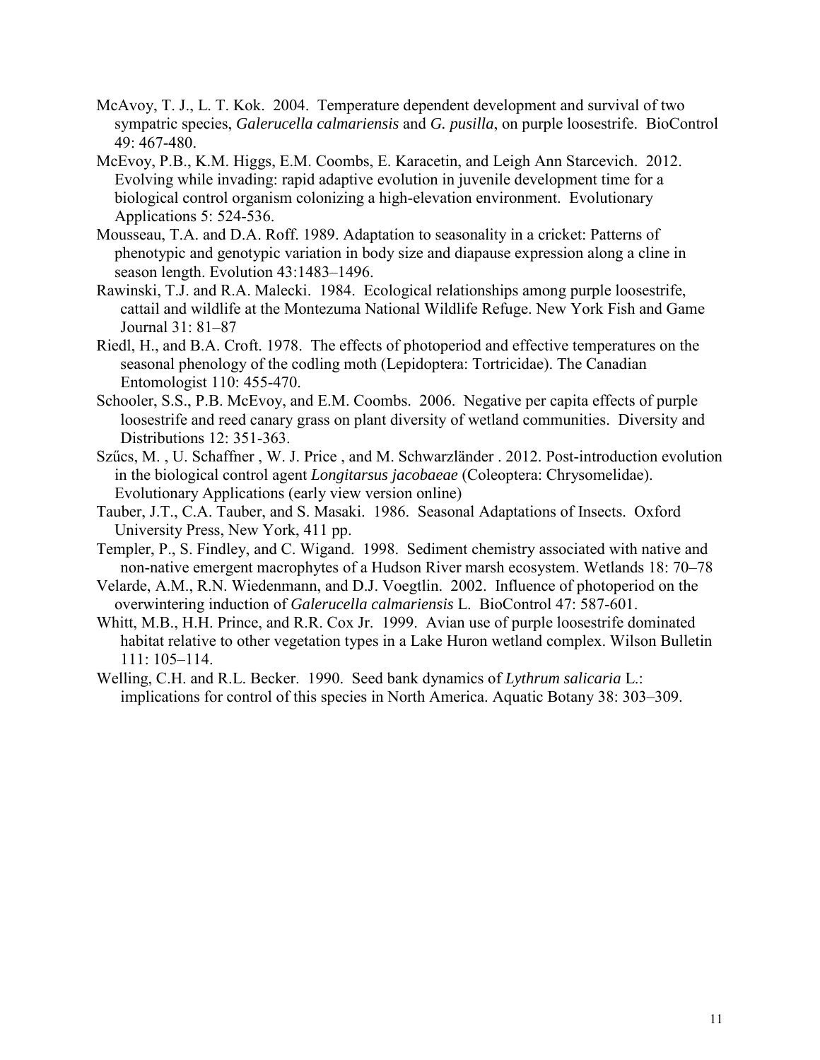McAvoy, T. J., L. T. Kok. 2004. Temperature dependent development and survival of two sympatric species, *Galerucella calmariensis* and *G. pusilla*, on purple loosestrife. BioControl 49: 467-480.

McEvoy, P.B., K.M. Higgs, E.M. Coombs, E. Karacetin, and Leigh Ann Starcevich. 2012. Evolving while invading: rapid adaptive evolution in juvenile development time for a biological control organism colonizing a high-elevation environment. Evolutionary Applications 5: 524-536.

Mousseau, T.A. and D.A. Roff. 1989. Adaptation to seasonality in a cricket: Patterns of phenotypic and genotypic variation in body size and diapause expression along a cline in season length. Evolution 43:1483–1496.

Rawinski, T.J. and R.A. Malecki. 1984. Ecological relationships among purple loosestrife, cattail and wildlife at the Montezuma National Wildlife Refuge. New York Fish and Game Journal 31: 81–87

Riedl, H., and B.A. Croft. 1978. The effects of photoperiod and effective temperatures on the seasonal phenology of the codling moth (Lepidoptera: Tortricidae). The Canadian Entomologist 110: 455-470.

Schooler, S.S., P.B. McEvoy, and E.M. Coombs. 2006. Negative per capita effects of purple loosestrife and reed canary grass on plant diversity of wetland communities. Diversity and Distributions 12: 351-363.

Szűcs, M. , U. Schaffner , W. J. Price , and M. Schwarzländer . 2012. Post-introduction evolution in the biological control agent *Longitarsus jacobaeae* (Coleoptera: Chrysomelidae). Evolutionary Applications (early view version online)

Tauber, J.T., C.A. Tauber, and S. Masaki. 1986. Seasonal Adaptations of Insects. Oxford University Press, New York, 411 pp.

Templer, P., S. Findley, and C. Wigand. 1998. Sediment chemistry associated with native and non-native emergent macrophytes of a Hudson River marsh ecosystem. Wetlands 18: 70–78

Velarde, A.M., R.N. Wiedenmann, and D.J. Voegtlin. 2002. Influence of photoperiod on the overwintering induction of *Galerucella calmariensis* L. BioControl 47: 587-601.

Whitt, M.B., H.H. Prince, and R.R. Cox Jr. 1999. Avian use of purple loosestrife dominated habitat relative to other vegetation types in a Lake Huron wetland complex. Wilson Bulletin 111: 105–114.

Welling, C.H. and R.L. Becker. 1990. Seed bank dynamics of *Lythrum salicaria* L.: implications for control of this species in North America. Aquatic Botany 38: 303–309.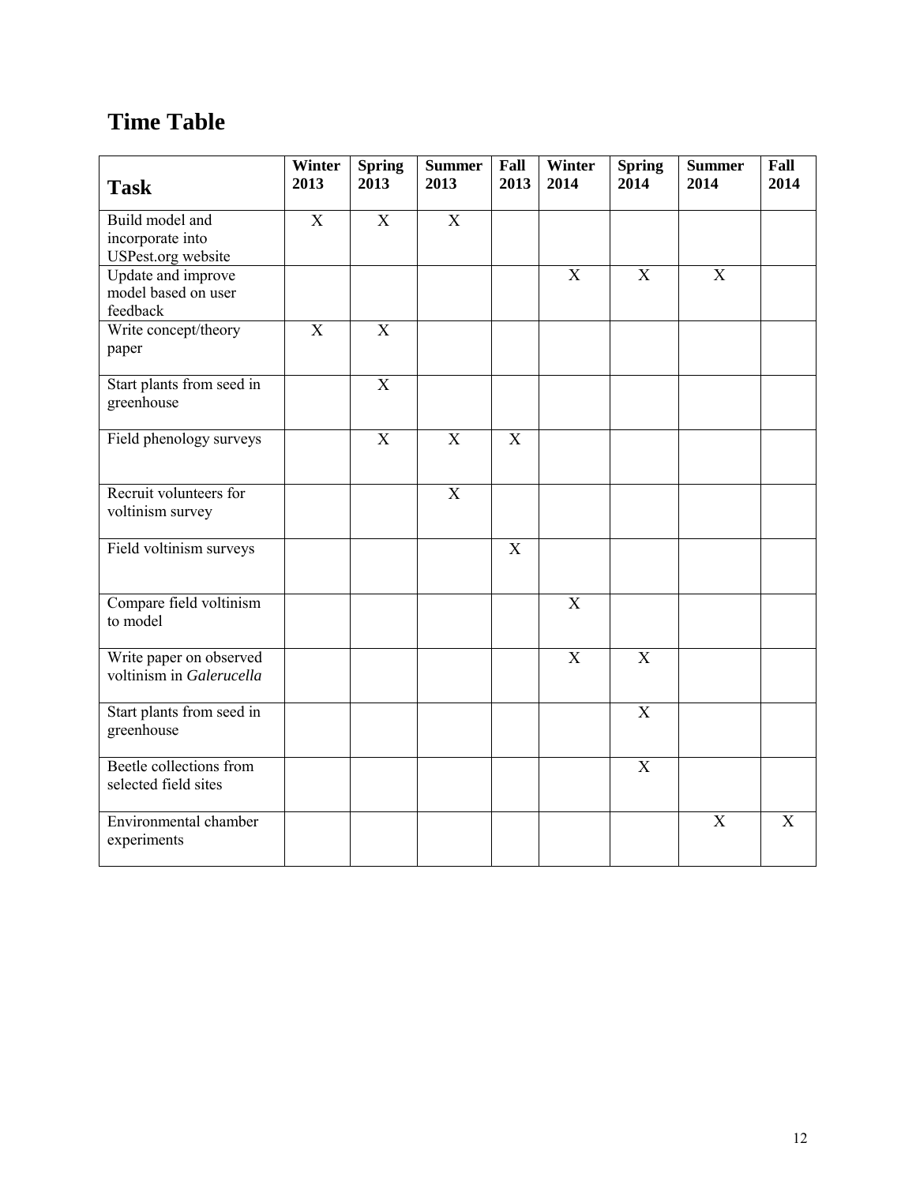## Time Table

| Task | Winter 2013 | Spring 2013 | Summer 2013 | Fall 2013 | Winter 2014 | Spring 2014 | Summer 2014 | Fall 2014 |
|---|---|---|---|---|---|---|---|---|
| Build model and incorporate into USPest.org website | X | X | X | | | | | |
| Update and improve model based on user feedback | | | | | X | X | X | |
| Write concept/theory paper | X | X | | | | | | |
| Start plants from seed in greenhouse | | X | | | | | | |
| Field phenology surveys | | X | X | X | | | | |
| Recruit volunteers for voltinism survey | | | X | | | | | |
| Field voltinism surveys | | | | X | | | | |
| Compare field voltinism to model | | | | | X | | | |
| Write paper on observed voltinism in *Galerucella* | | | | | X | X | | |
| Start plants from seed in greenhouse | | | | | | X | | |
| Beetle collections from selected field sites | | | | | | X | | |
| Environmental chamber experiments | | | | | | | X | X |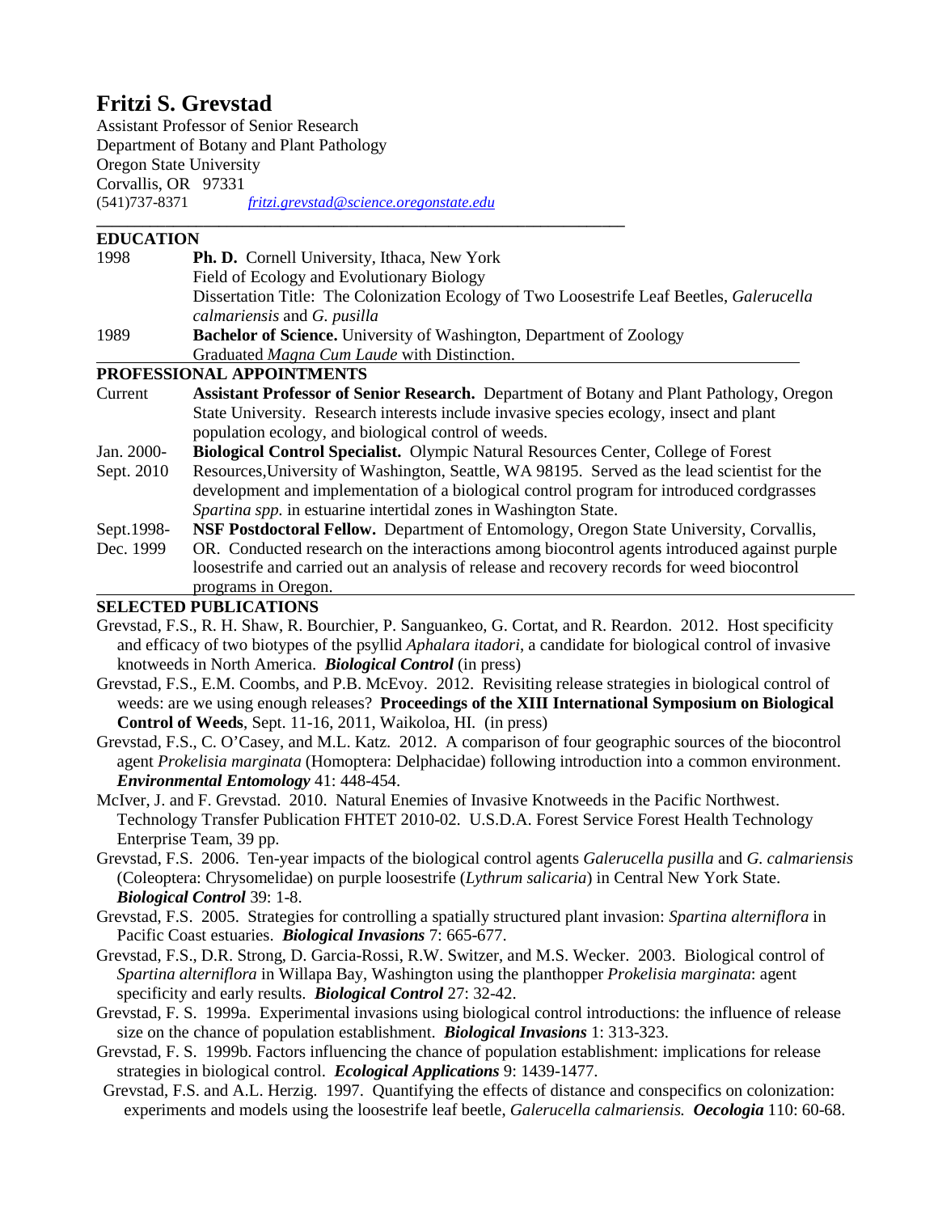# Fritzi S. Grevstad

Assistant Professor of Senior Research
Department of Botany and Plant Pathology
Oregon State University
Corvallis, OR 97331
(541)737-8371 fritzi.grevstad@science.oregonstate.edu

## EDUCATION

| | |
|---|---|
| 1998 | **Ph. D.** Cornell University, Ithaca, New York<br>Field of Ecology and Evolutionary Biology<br>Dissertation Title: The Colonization Ecology of Two Loosestrife Leaf Beetles, *Galerucella calmariensis* and *G. pusilla* |
| 1989 | **Bachelor of Science.** University of Washington, Department of Zoology<br>Graduated *Magna Cum Laude* with Distinction. |

## PROFESSIONAL APPOINTMENTS

| | |
|---|---|
| Current | **Assistant Professor of Senior Research.** Department of Botany and Plant Pathology, Oregon State University. Research interests include invasive species ecology, insect and plant population ecology, and biological control of weeds. |
| Jan. 2000- Sept. 2010 | **Biological Control Specialist.** Olympic Natural Resources Center, College of Forest Resources,University of Washington, Seattle, WA 98195. Served as the lead scientist for the development and implementation of a biological control program for introduced cordgrasses *Spartina spp.* in estuarine intertidal zones in Washington State. |
| Sept.1998- Dec. 1999 | **NSF Postdoctoral Fellow.** Department of Entomology, Oregon State University, Corvallis, OR. Conducted research on the interactions among biocontrol agents introduced against purple loosestrife and carried out an analysis of release and recovery records for weed biocontrol programs in Oregon. |

## SELECTED PUBLICATIONS

Grevstad, F.S., R. H. Shaw, R. Bourchier, P. Sanguankeo, G. Cortat, and R. Reardon. 2012. Host specificity and efficacy of two biotypes of the psyllid *Aphalara itadori*, a candidate for biological control of invasive knotweeds in North America. ***Biological Control*** (in press)

Grevstad, F.S., E.M. Coombs, and P.B. McEvoy. 2012. Revisiting release strategies in biological control of weeds: are we using enough releases? **Proceedings of the XIII International Symposium on Biological Control of Weeds**, Sept. 11-16, 2011, Waikoloa, HI. (in press)

Grevstad, F.S., C. O'Casey, and M.L. Katz. 2012. A comparison of four geographic sources of the biocontrol agent *Prokelisia marginata* (Homoptera: Delphacidae) following introduction into a common environment. ***Environmental Entomology*** 41: 448-454.

McIver, J. and F. Grevstad. 2010. Natural Enemies of Invasive Knotweeds in the Pacific Northwest. Technology Transfer Publication FHTET 2010-02. U.S.D.A. Forest Service Forest Health Technology Enterprise Team, 39 pp.

Grevstad, F.S. 2006. Ten-year impacts of the biological control agents *Galerucella pusilla* and *G. calmariensis* (Coleoptera: Chrysomelidae) on purple loosestrife (*Lythrum salicaria*) in Central New York State. ***Biological Control*** 39: 1-8.

Grevstad, F.S. 2005. Strategies for controlling a spatially structured plant invasion: *Spartina alterniflora* in Pacific Coast estuaries. ***Biological Invasions*** 7: 665-677.

Grevstad, F.S., D.R. Strong, D. Garcia-Rossi, R.W. Switzer, and M.S. Wecker. 2003. Biological control of *Spartina alterniflora* in Willapa Bay, Washington using the planthopper *Prokelisia marginata*: agent specificity and early results. ***Biological Control*** 27: 32-42.

Grevstad, F. S. 1999a. Experimental invasions using biological control introductions: the influence of release size on the chance of population establishment. ***Biological Invasions*** 1: 313-323.

Grevstad, F. S. 1999b. Factors influencing the chance of population establishment: implications for release strategies in biological control. ***Ecological Applications*** 9: 1439-1477.

Grevstad, F.S. and A.L. Herzig. 1997. Quantifying the effects of distance and conspecifics on colonization: experiments and models using the loosestrife leaf beetle, *Galerucella calmariensis.* ***Oecologia*** 110: 60-68.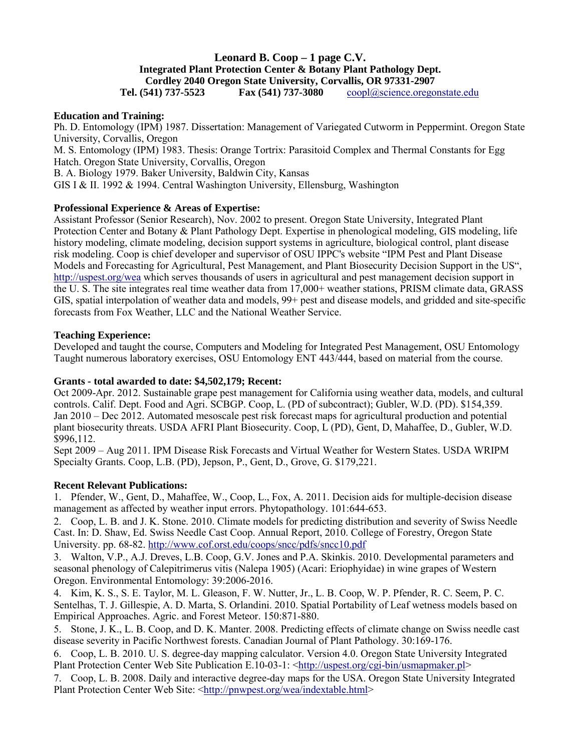# Leonard B. Coop – 1 page C.V.

**Integrated Plant Protection Center & Botany Plant Pathology Dept.**
**Cordley 2040 Oregon State University, Corvallis, OR 97331-2907**
**Tel. (541) 737-5523 Fax (541) 737-3080** coopl@science.oregonstate.edu

## Education and Training:

Ph. D. Entomology (IPM) 1987. Dissertation: Management of Variegated Cutworm in Peppermint. Oregon State University, Corvallis, Oregon
M. S. Entomology (IPM) 1983. Thesis: Orange Tortrix: Parasitoid Complex and Thermal Constants for Egg Hatch. Oregon State University, Corvallis, Oregon
B. A. Biology 1979. Baker University, Baldwin City, Kansas
GIS I & II. 1992 & 1994. Central Washington University, Ellensburg, Washington

## Professional Experience & Areas of Expertise:

Assistant Professor (Senior Research), Nov. 2002 to present. Oregon State University, Integrated Plant Protection Center and Botany & Plant Pathology Dept. Expertise in phenological modeling, GIS modeling, life history modeling, climate modeling, decision support systems in agriculture, biological control, plant disease risk modeling. Coop is chief developer and supervisor of OSU IPPC's website "IPM Pest and Plant Disease Models and Forecasting for Agricultural, Pest Management, and Plant Biosecurity Decision Support in the US", http://uspest.org/wea which serves thousands of users in agricultural and pest management decision support in the U. S. The site integrates real time weather data from 17,000+ weather stations, PRISM climate data, GRASS GIS, spatial interpolation of weather data and models, 99+ pest and disease models, and gridded and site-specific forecasts from Fox Weather, LLC and the National Weather Service.

## Teaching Experience:

Developed and taught the course, Computers and Modeling for Integrated Pest Management, OSU Entomology
Taught numerous laboratory exercises, OSU Entomology ENT 443/444, based on material from the course.

## Grants - total awarded to date: $4,502,179; Recent:

Oct 2009-Apr. 2012. Sustainable grape pest management for California using weather data, models, and cultural controls. Calif. Dept. Food and Agri. SCBGP. Coop, L. (PD of subcontract); Gubler, W.D. (PD). $154,359.
Jan 2010 – Dec 2012. Automated mesoscale pest risk forecast maps for agricultural production and potential plant biosecurity threats. USDA AFRI Plant Biosecurity. Coop, L (PD), Gent, D, Mahaffee, D., Gubler, W.D. $996,112.
Sept 2009 – Aug 2011. IPM Disease Risk Forecasts and Virtual Weather for Western States. USDA WRIPM Specialty Grants. Coop, L.B. (PD), Jepson, P., Gent, D., Grove, G. $179,221.

## Recent Relevant Publications:

1. Pfender, W., Gent, D., Mahaffee, W., Coop, L., Fox, A. 2011. Decision aids for multiple-decision disease management as affected by weather input errors. Phytopathology. 101:644-653.
2. Coop, L. B. and J. K. Stone. 2010. Climate models for predicting distribution and severity of Swiss Needle Cast. In: D. Shaw, Ed. Swiss Needle Cast Coop. Annual Report, 2010. College of Forestry, Oregon State University. pp. 68-82. http://www.cof.orst.edu/coops/sncc/pdfs/sncc10.pdf
3. Walton, V.P., A.J. Dreves, L.B. Coop, G.V. Jones and P.A. Skinkis. 2010. Developmental parameters and seasonal phenology of Calepitrimerus vitis (Nalepa 1905) (Acari: Eriophyidae) in wine grapes of Western Oregon. Environmental Entomology: 39:2006-2016.
4. Kim, K. S., S. E. Taylor, M. L. Gleason, F. W. Nutter, Jr., L. B. Coop, W. P. Pfender, R. C. Seem, P. C. Sentelhas, T. J. Gillespie, A. D. Marta, S. Orlandini. 2010. Spatial Portability of Leaf wetness models based on Empirical Approaches. Agric. and Forest Meteor. 150:871-880.
5. Stone, J. K., L. B. Coop, and D. K. Manter. 2008. Predicting effects of climate change on Swiss needle cast disease severity in Pacific Northwest forests. Canadian Journal of Plant Pathology. 30:169-176.
6. Coop, L. B. 2010. U. S. degree-day mapping calculator. Version 4.0. Oregon State University Integrated Plant Protection Center Web Site Publication E.10-03-1: <http://uspest.org/cgi-bin/usmapmaker.pl>
7. Coop, L. B. 2008. Daily and interactive degree-day maps for the USA. Oregon State University Integrated Plant Protection Center Web Site: <http://pnwpest.org/wea/indextable.html>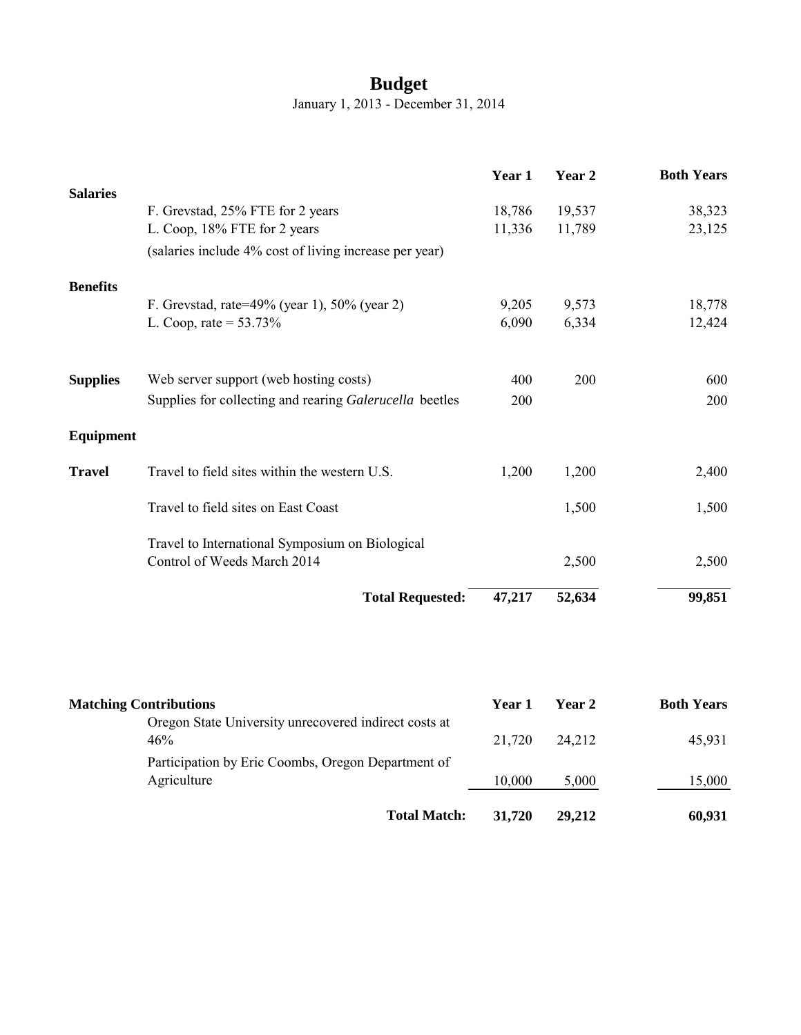# Budget

January 1, 2013 - December 31, 2014

| | | Year 1 | Year 2 | Both Years |
|---|---|---|---|---|
| **Salaries** | | | | |
| | F. Grevstad, 25% FTE for 2 years | 18,786 | 19,537 | 38,323 |
| | L. Coop, 18% FTE for 2 years | 11,336 | 11,789 | 23,125 |
| | (salaries include 4% cost of living increase per year) | | | |
| **Benefits** | | | | |
| | F. Grevstad, rate=49% (year 1), 50% (year 2) | 9,205 | 9,573 | 18,778 |
| | L. Coop, rate = 53.73% | 6,090 | 6,334 | 12,424 |
| **Supplies** | Web server support (web hosting costs) | 400 | 200 | 600 |
| | Supplies for collecting and rearing *Galerucella* beetles | 200 | | 200 |
| **Equipment** | | | | |
| **Travel** | Travel to field sites within the western U.S. | 1,200 | 1,200 | 2,400 |
| | Travel to field sites on East Coast | | 1,500 | 1,500 |
| | Travel to International Symposium on Biological Control of Weeds March 2014 | | 2,500 | 2,500 |
| | **Total Requested:** | **47,217** | **52,634** | **99,851** |

| **Matching Contributions** | Year 1 | Year 2 | Both Years |
|---|---|---|---|
| Oregon State University unrecovered indirect costs at 46% | 21,720 | 24,212 | 45,931 |
| Participation by Eric Coombs, Oregon Department of Agriculture | 10,000 | 5,000 | 15,000 |
| **Total Match:** | **31,720** | **29,212** | **60,931** |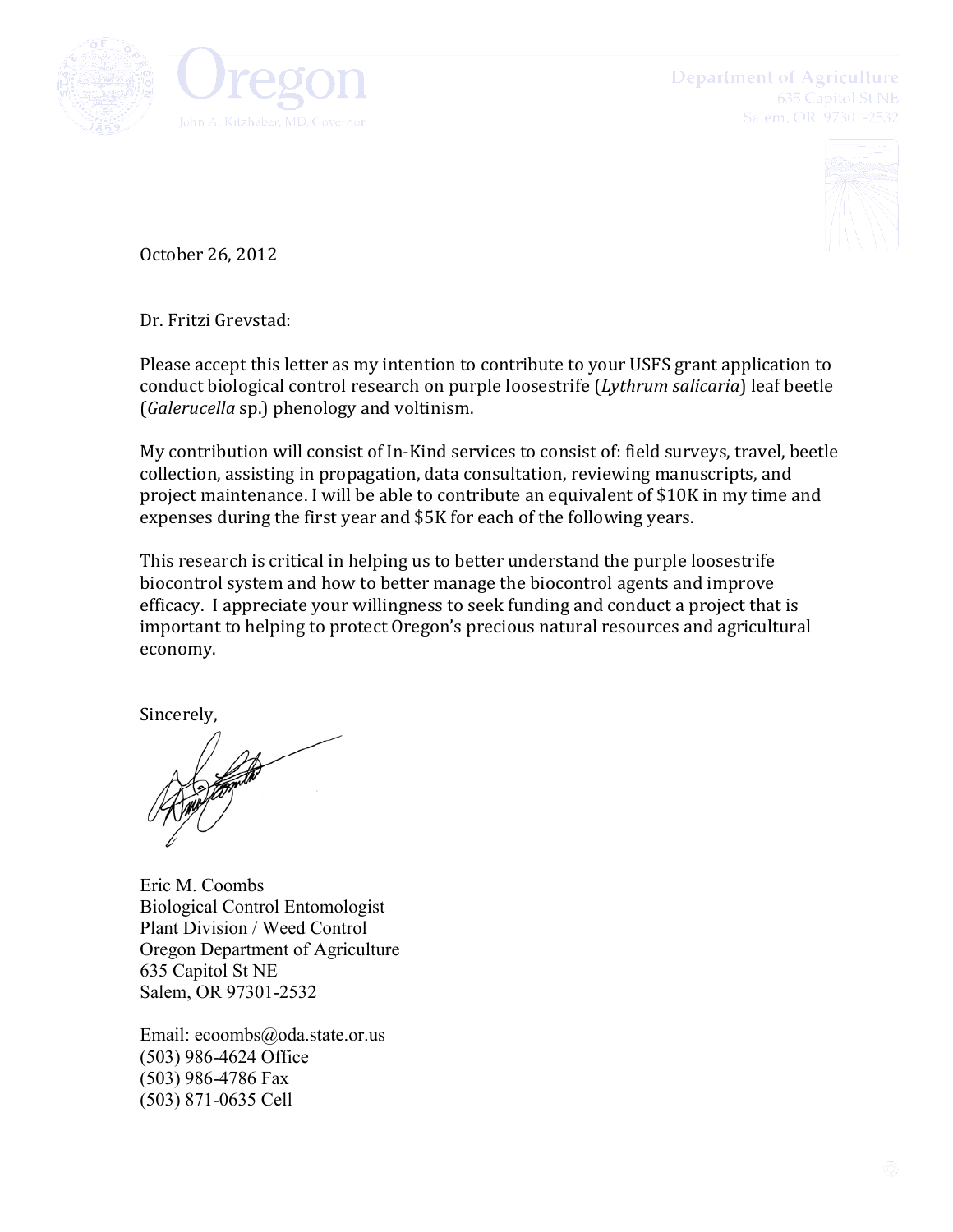Oregon

John A. Kitzhaber, MD, Governor

Department of Agriculture
635 Capitol St NE
Salem, OR 97301-2532

October 26, 2012

Dr. Fritzi Grevstad:

Please accept this letter as my intention to contribute to your USFS grant application to conduct biological control research on purple loosestrife (*Lythrum salicaria*) leaf beetle (*Galerucella* sp.) phenology and voltinism.

My contribution will consist of In-Kind services to consist of: field surveys, travel, beetle collection, assisting in propagation, data consultation, reviewing manuscripts, and project maintenance. I will be able to contribute an equivalent of $10K in my time and expenses during the first year and $5K for each of the following years.

This research is critical in helping us to better understand the purple loosestrife biocontrol system and how to better manage the biocontrol agents and improve efficacy. I appreciate your willingness to seek funding and conduct a project that is important to helping to protect Oregon's precious natural resources and agricultural economy.

Sincerely,

Eric M. Coombs
Biological Control Entomologist
Plant Division / Weed Control
Oregon Department of Agriculture
635 Capitol St NE
Salem, OR 97301-2532

Email: ecoombs@oda.state.or.us
(503) 986-4624 Office
(503) 986-4786 Fax
(503) 871-0635 Cell